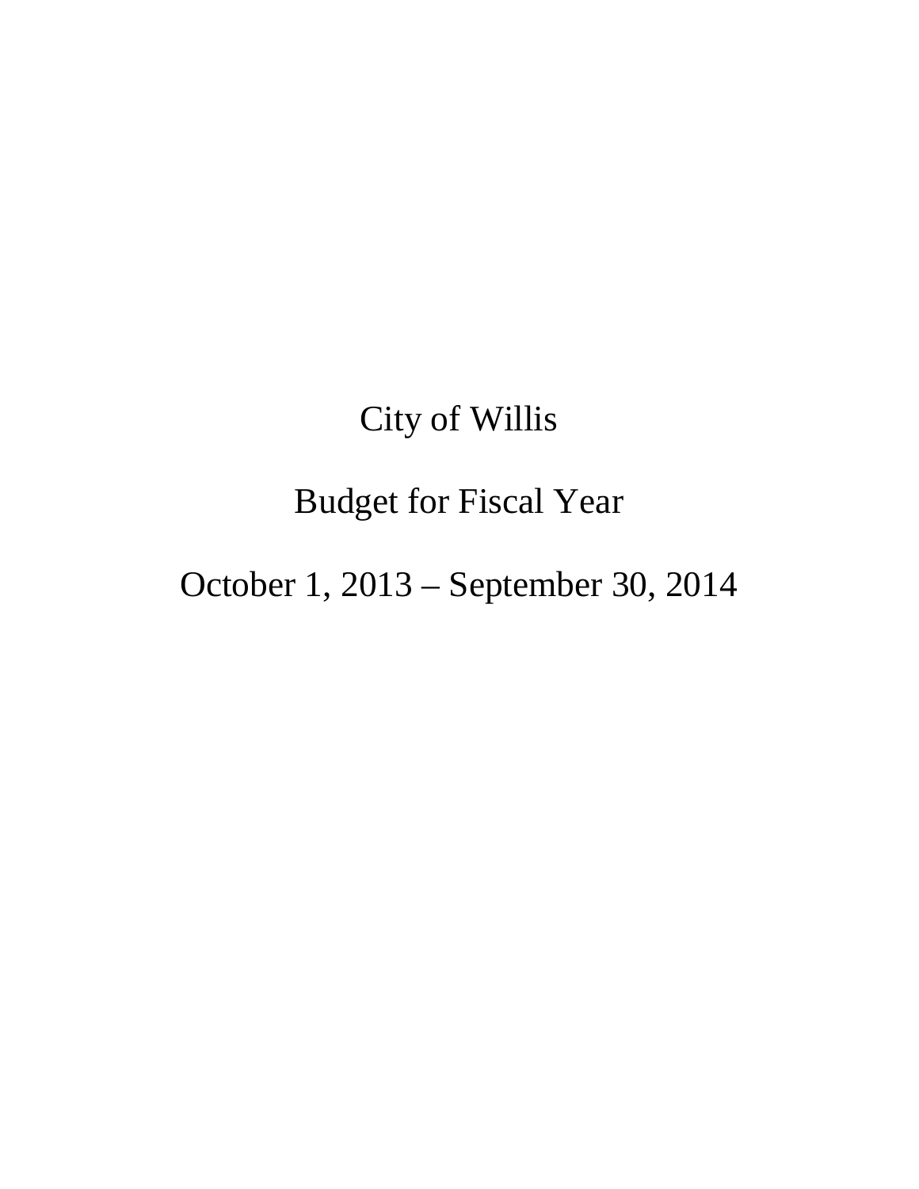# City of Willis

## Budget for Fiscal Year

## October 1, 2013 – September 30, 2014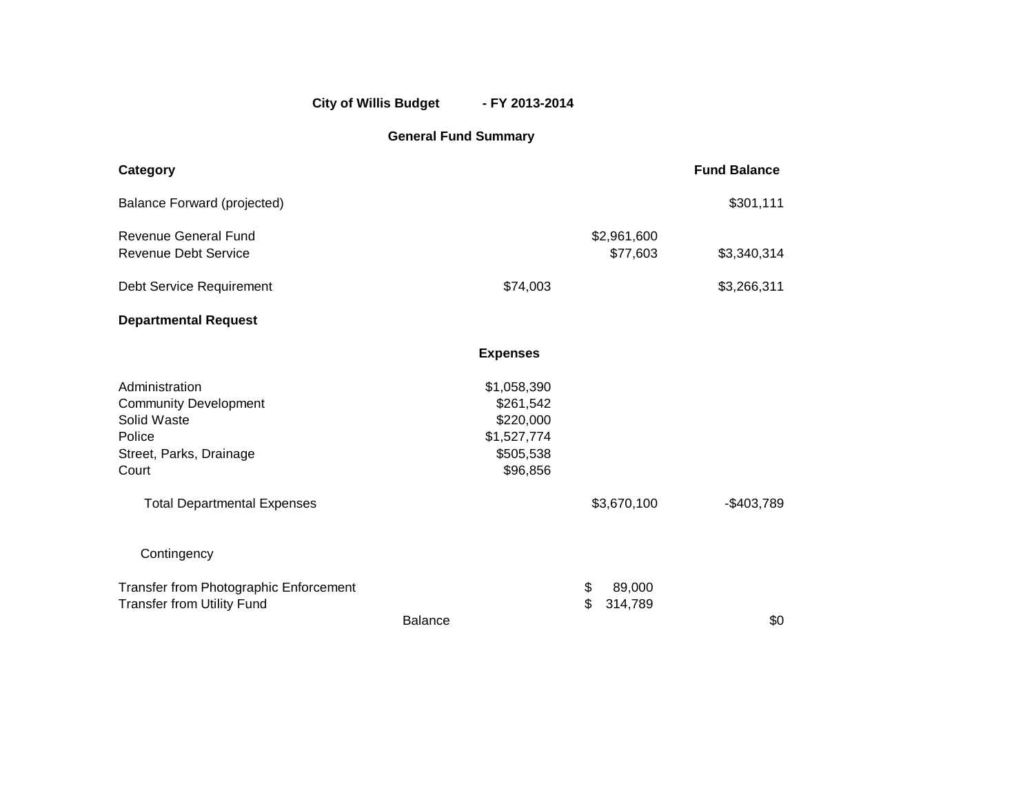**City of Willis Budget - FY 2013-2014**

**General Fund Summary**

| **Category** | | | **Fund Balance** |
|---|---|---|---|
| Balance Forward (projected) | | | $301,111 |
| Revenue General Fund | | $2,961,600 | |
| Revenue Debt Service | | $77,603 | $3,340,314 |
| Debt Service Requirement | $74,003 | | $3,266,311 |
| **Departmental Request** | | | |
| | **Expenses** | | |
| Administration | $1,058,390 | | |
| Community Development | $261,542 | | |
| Solid Waste | $220,000 | | |
| Police | $1,527,774 | | |
| Street, Parks, Drainage | $505,538 | | |
| Court | $96,856 | | |
| Total Departmental Expenses | | $3,670,100 | -$403,789 |
| Contingency | | | |
| Transfer from Photographic Enforcement | | $ 89,000 | |
| Transfer from Utility Fund | | $ 314,789 | |
| Balance | | | $0 |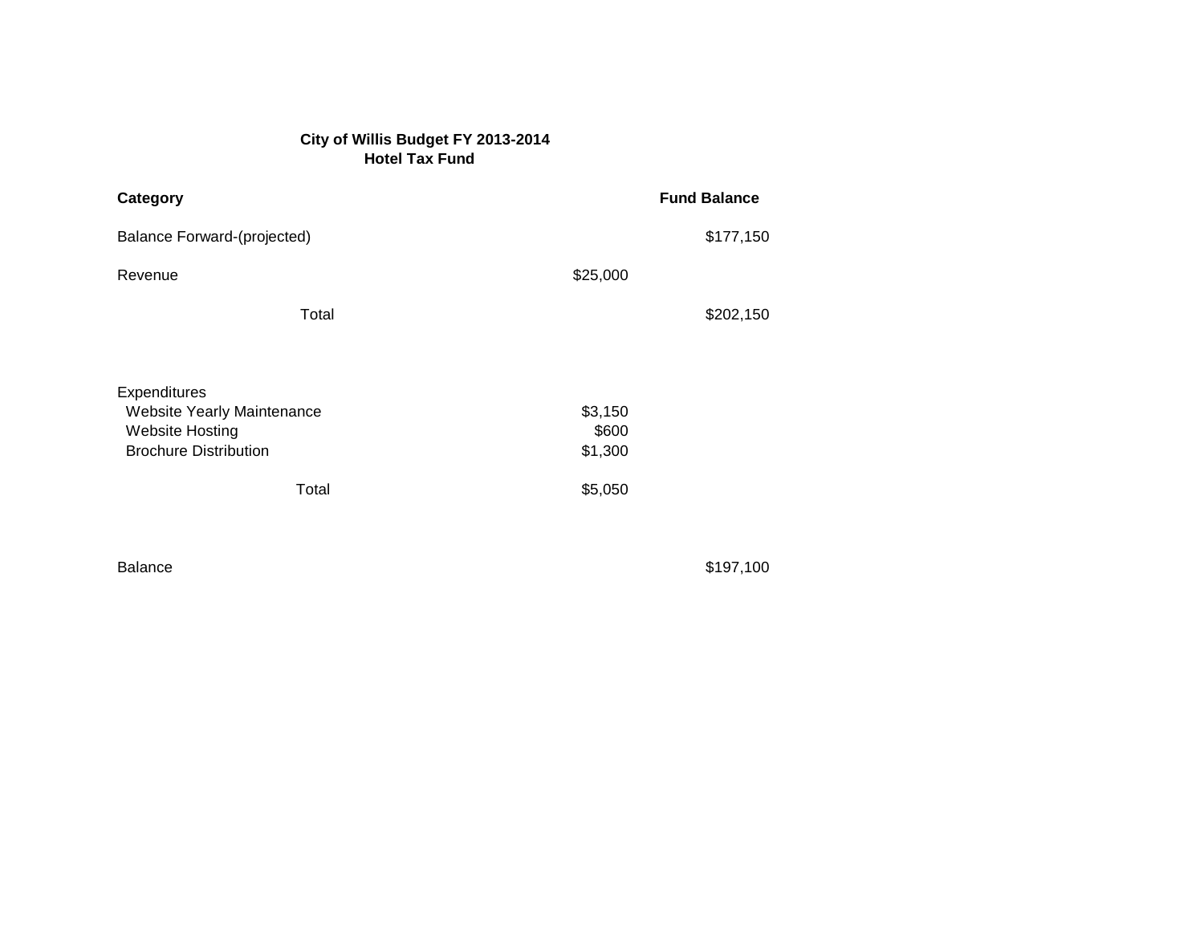**City of Willis Budget FY 2013-2014**
**Hotel Tax Fund**

| **Category** | | **Fund Balance** |
|---|---|---|
| Balance Forward-(projected) | | $177,150 |
| Revenue | $25,000 | |
| Total | | $202,150 |
| | | |
| Expenditures | | |
| Website Yearly Maintenance | $3,150 | |
| Website Hosting | $600 | |
| Brochure Distribution | $1,300 | |
| Total | $5,050 | |
| | | |
| Balance | | $197,100 |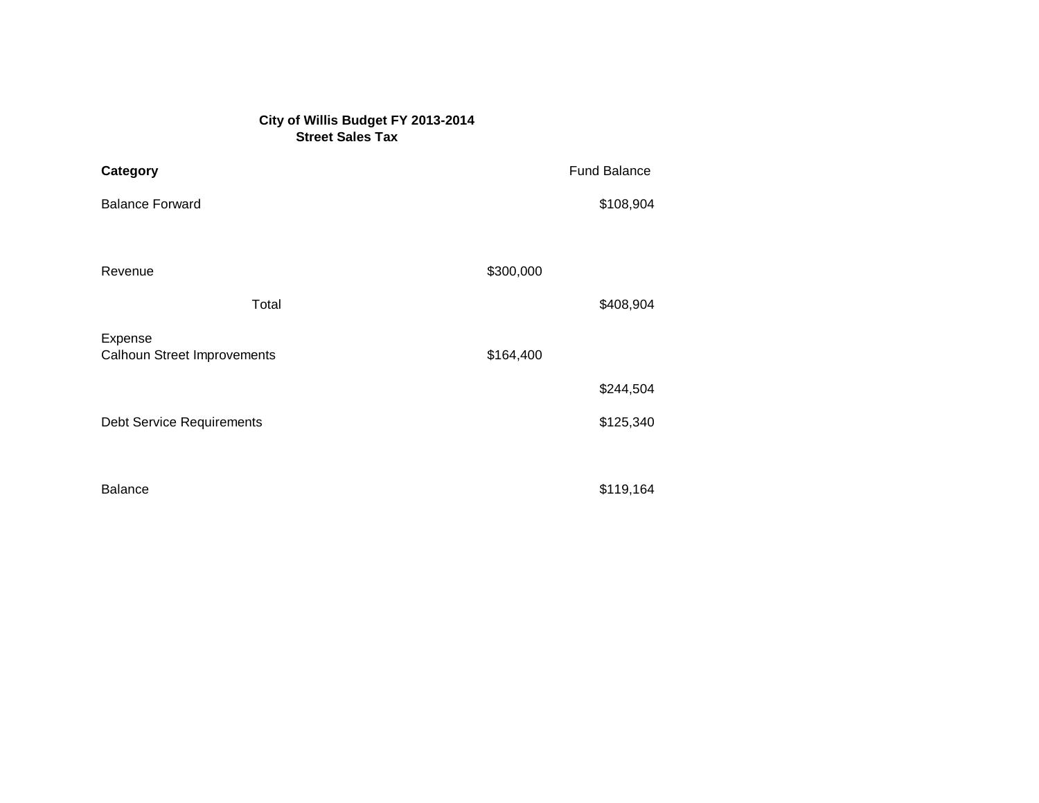**City of Willis Budget FY 2013-2014**
**Street Sales Tax**

| **Category** | | Fund Balance |
|---|---|---|
| Balance Forward | | $108,904 |
| Revenue | $300,000 | |
| Total | | $408,904 |
| Expense | | |
| Calhoun Street Improvements | $164,400 | |
| | | $244,504 |
| Debt Service Requirements | | $125,340 |
| Balance | | $119,164 |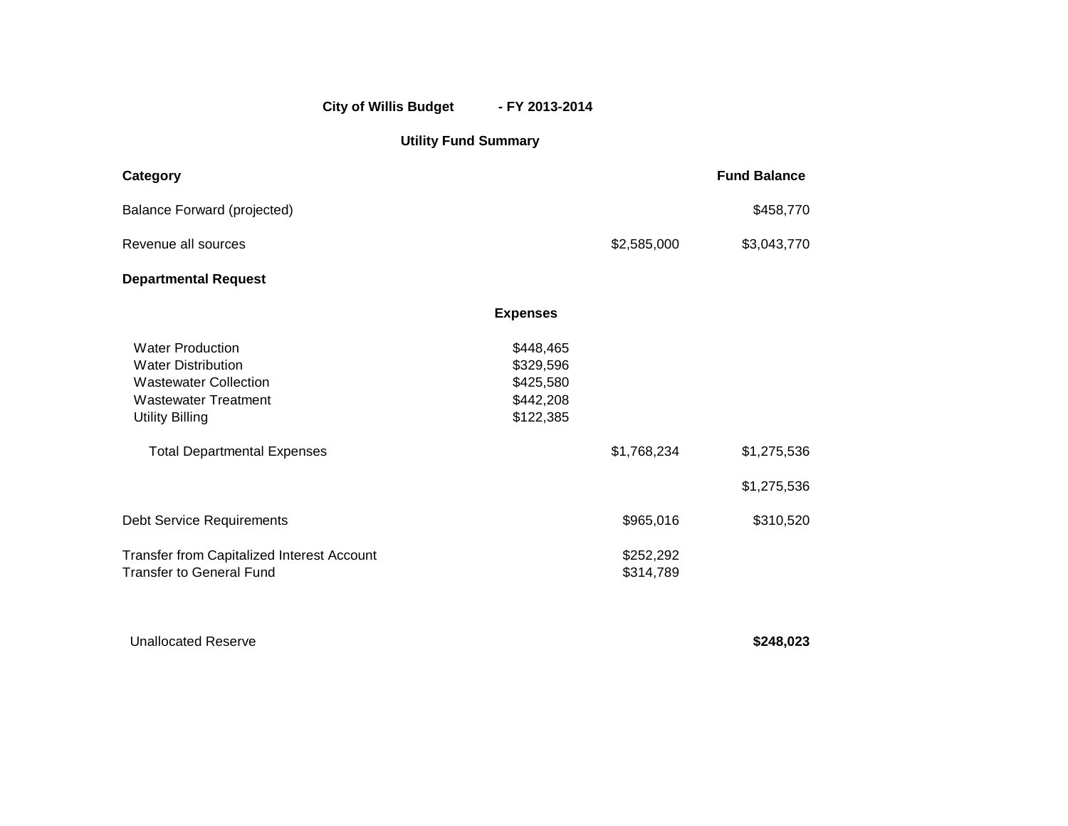**City of Willis Budget - FY 2013-2014**

**Utility Fund Summary**

| **Category** | | | **Fund Balance** |
|---|---|---|---|
| Balance Forward (projected) | | | $458,770 |
| Revenue all sources | | $2,585,000 | $3,043,770 |
| **Departmental Request** | | | |
| | **Expenses** | | |
| Water Production | $448,465 | | |
| Water Distribution | $329,596 | | |
| Wastewater Collection | $425,580 | | |
| Wastewater Treatment | $442,208 | | |
| Utility Billing | $122,385 | | |
| Total Departmental Expenses | | $1,768,234 | $1,275,536 |
| | | | $1,275,536 |
| Debt Service Requirements | | $965,016 | $310,520 |
| Transfer from Capitalized Interest Account | | $252,292 | |
| Transfer to General Fund | | $314,789 | |
| Unallocated Reserve | | | **$248,023** |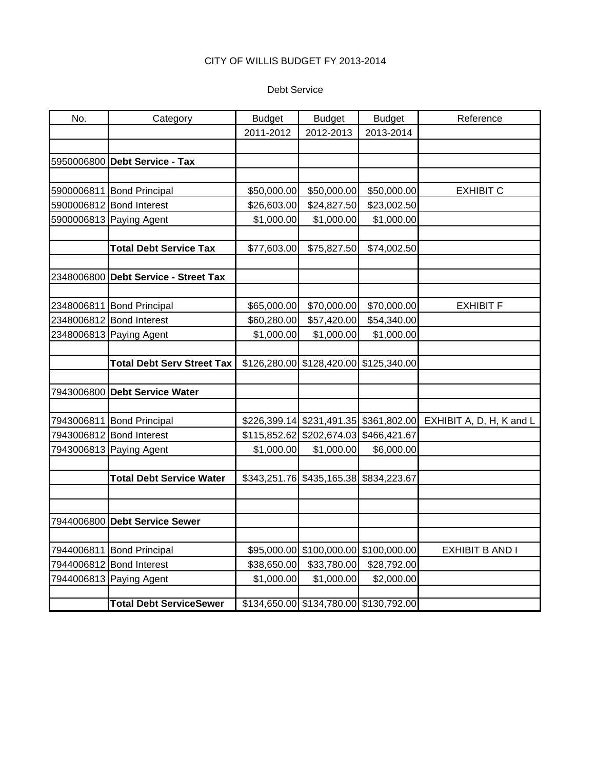CITY OF WILLIS BUDGET FY 2013-2014

Debt Service

| No. | Category | Budget 2011-2012 | Budget 2012-2013 | Budget 2013-2014 | Reference |
|---|---|---|---|---|---|
| 5950006800 | **Debt Service - Tax** | | | | |
| 5900006811 | Bond Principal | $50,000.00 | $50,000.00 | $50,000.00 | EXHIBIT C |
| 5900006812 | Bond Interest | $26,603.00 | $24,827.50 | $23,002.50 | |
| 5900006813 | Paying Agent | $1,000.00 | $1,000.00 | $1,000.00 | |
| | **Total Debt Service Tax** | $77,603.00 | $75,827.50 | $74,002.50 | |
| 2348006800 | **Debt Service - Street Tax** | | | | |
| 2348006811 | Bond Principal | $65,000.00 | $70,000.00 | $70,000.00 | EXHIBIT F |
| 2348006812 | Bond Interest | $60,280.00 | $57,420.00 | $54,340.00 | |
| 2348006813 | Paying Agent | $1,000.00 | $1,000.00 | $1,000.00 | |
| | **Total Debt Serv Street Tax** | $126,280.00 | $128,420.00 | $125,340.00 | |
| 7943006800 | **Debt Service Water** | | | | |
| 7943006811 | Bond Principal | $226,399.14 | $231,491.35 | $361,802.00 | EXHIBIT A, D, H, K and L |
| 7943006812 | Bond Interest | $115,852.62 | $202,674.03 | $466,421.67 | |
| 7943006813 | Paying Agent | $1,000.00 | $1,000.00 | $6,000.00 | |
| | **Total Debt Service Water** | $343,251.76 | $435,165.38 | $834,223.67 | |
| 7944006800 | **Debt Service Sewer** | | | | |
| 7944006811 | Bond Principal | $95,000.00 | $100,000.00 | $100,000.00 | EXHIBIT B AND I |
| 7944006812 | Bond Interest | $38,650.00 | $33,780.00 | $28,792.00 | |
| 7944006813 | Paying Agent | $1,000.00 | $1,000.00 | $2,000.00 | |
| | **Total Debt ServiceSewer** | $134,650.00 | $134,780.00 | $130,792.00 | |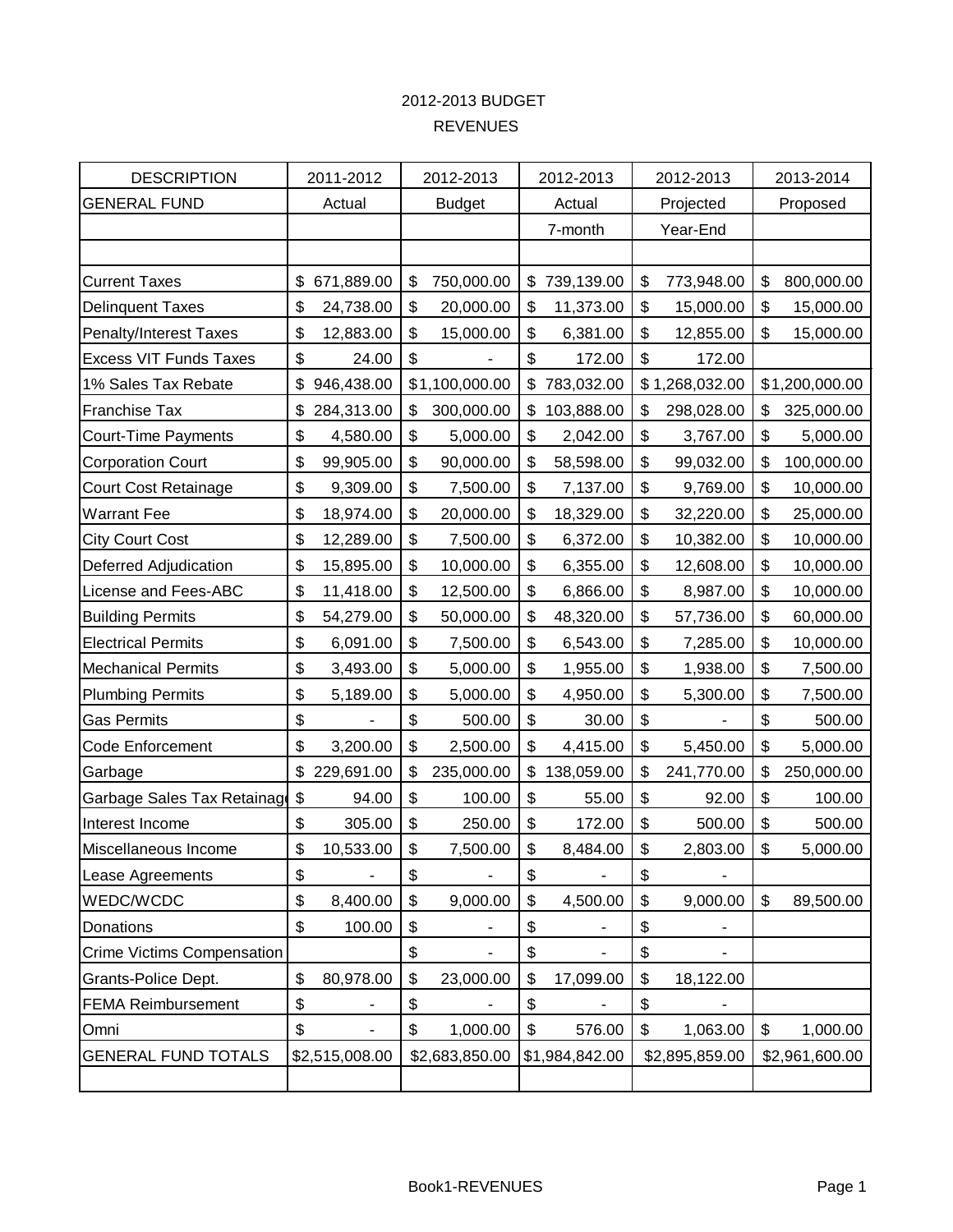2012-2013 BUDGET

REVENUES

| DESCRIPTION | 2011-2012 | 2012-2013 | 2012-2013 | 2012-2013 | 2013-2014 |
|---|---|---|---|---|---|
| GENERAL FUND | Actual | Budget | Actual | Projected | Proposed |
| | | | 7-month | Year-End | |
| | | | | | |
| Current Taxes | $ 671,889.00 | $ 750,000.00 | $ 739,139.00 | $ 773,948.00 | $ 800,000.00 |
| Delinquent Taxes | $ 24,738.00 | $ 20,000.00 | $ 11,373.00 | $ 15,000.00 | $ 15,000.00 |
| Penalty/Interest Taxes | $ 12,883.00 | $ 15,000.00 | $ 6,381.00 | $ 12,855.00 | $ 15,000.00 |
| Excess VIT Funds Taxes | $ 24.00 | $ - | $ 172.00 | $ 172.00 | |
| 1% Sales Tax Rebate | $ 946,438.00 | $1,100,000.00 | $ 783,032.00 | $ 1,268,032.00 | $1,200,000.00 |
| Franchise Tax | $ 284,313.00 | $ 300,000.00 | $ 103,888.00 | $ 298,028.00 | $ 325,000.00 |
| Court-Time Payments | $ 4,580.00 | $ 5,000.00 | $ 2,042.00 | $ 3,767.00 | $ 5,000.00 |
| Corporation Court | $ 99,905.00 | $ 90,000.00 | $ 58,598.00 | $ 99,032.00 | $ 100,000.00 |
| Court Cost Retainage | $ 9,309.00 | $ 7,500.00 | $ 7,137.00 | $ 9,769.00 | $ 10,000.00 |
| Warrant Fee | $ 18,974.00 | $ 20,000.00 | $ 18,329.00 | $ 32,220.00 | $ 25,000.00 |
| City Court Cost | $ 12,289.00 | $ 7,500.00 | $ 6,372.00 | $ 10,382.00 | $ 10,000.00 |
| Deferred Adjudication | $ 15,895.00 | $ 10,000.00 | $ 6,355.00 | $ 12,608.00 | $ 10,000.00 |
| License and Fees-ABC | $ 11,418.00 | $ 12,500.00 | $ 6,866.00 | $ 8,987.00 | $ 10,000.00 |
| Building Permits | $ 54,279.00 | $ 50,000.00 | $ 48,320.00 | $ 57,736.00 | $ 60,000.00 |
| Electrical Permits | $ 6,091.00 | $ 7,500.00 | $ 6,543.00 | $ 7,285.00 | $ 10,000.00 |
| Mechanical Permits | $ 3,493.00 | $ 5,000.00 | $ 1,955.00 | $ 1,938.00 | $ 7,500.00 |
| Plumbing Permits | $ 5,189.00 | $ 5,000.00 | $ 4,950.00 | $ 5,300.00 | $ 7,500.00 |
| Gas Permits | $ - | $ 500.00 | $ 30.00 | $ - | $ 500.00 |
| Code Enforcement | $ 3,200.00 | $ 2,500.00 | $ 4,415.00 | $ 5,450.00 | $ 5,000.00 |
| Garbage | $ 229,691.00 | $ 235,000.00 | $ 138,059.00 | $ 241,770.00 | $ 250,000.00 |
| Garbage Sales Tax Retainage | $ 94.00 | $ 100.00 | $ 55.00 | $ 92.00 | $ 100.00 |
| Interest Income | $ 305.00 | $ 250.00 | $ 172.00 | $ 500.00 | $ 500.00 |
| Miscellaneous Income | $ 10,533.00 | $ 7,500.00 | $ 8,484.00 | $ 2,803.00 | $ 5,000.00 |
| Lease Agreements | $ - | $ - | $ - | $ - | |
| WEDC/WCDC | $ 8,400.00 | $ 9,000.00 | $ 4,500.00 | $ 9,000.00 | $ 89,500.00 |
| Donations | $ 100.00 | $ - | $ - | $ - | |
| Crime Victims Compensation | | $ - | $ - | $ - | |
| Grants-Police Dept. | $ 80,978.00 | $ 23,000.00 | $ 17,099.00 | $ 18,122.00 | |
| FEMA Reimbursement | $ - | $ - | $ - | $ - | |
| Omni | $ - | $ 1,000.00 | $ 576.00 | $ 1,063.00 | $ 1,000.00 |
| GENERAL FUND TOTALS | $2,515,008.00 | $2,683,850.00 | $1,984,842.00 | $2,895,859.00 | $2,961,600.00 |
| | | | | | |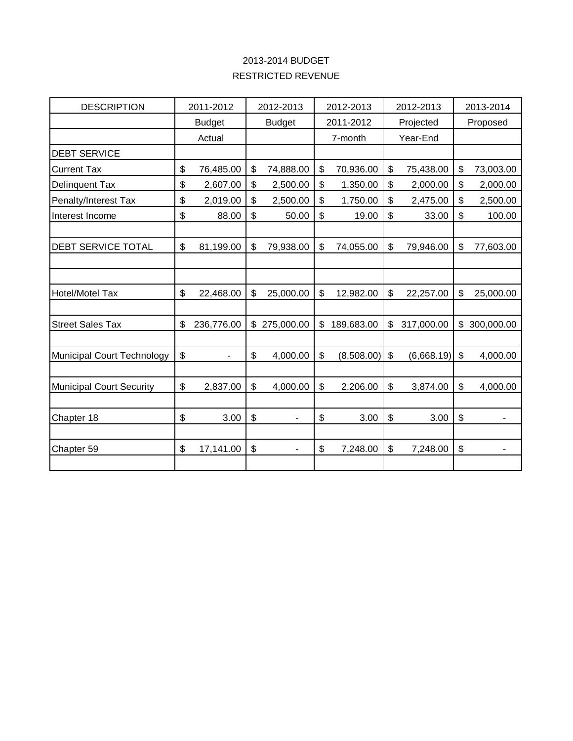2013-2014 BUDGET

RESTRICTED REVENUE

| DESCRIPTION | 2011-2012 | 2012-2013 | 2012-2013 | 2012-2013 | 2013-2014 |
|---|---|---|---|---|---|
| | Budget | Budget | 2011-2012 | Projected | Proposed |
| | Actual | | 7-month | Year-End | |
| DEBT SERVICE | | | | | |
| Current Tax | $ 76,485.00 | $ 74,888.00 | $ 70,936.00 | $ 75,438.00 | $ 73,003.00 |
| Delinquent Tax | $ 2,607.00 | $ 2,500.00 | $ 1,350.00 | $ 2,000.00 | $ 2,000.00 |
| Penalty/Interest Tax | $ 2,019.00 | $ 2,500.00 | $ 1,750.00 | $ 2,475.00 | $ 2,500.00 |
| Interest Income | $ 88.00 | $ 50.00 | $ 19.00 | $ 33.00 | $ 100.00 |
| | | | | | |
| DEBT SERVICE TOTAL | $ 81,199.00 | $ 79,938.00 | $ 74,055.00 | $ 79,946.00 | $ 77,603.00 |
| | | | | | |
| | | | | | |
| Hotel/Motel Tax | $ 22,468.00 | $ 25,000.00 | $ 12,982.00 | $ 22,257.00 | $ 25,000.00 |
| | | | | | |
| Street Sales Tax | $ 236,776.00 | $ 275,000.00 | $ 189,683.00 | $ 317,000.00 | $ 300,000.00 |
| | | | | | |
| Municipal Court Technology | $ - | $ 4,000.00 | $ (8,508.00) | $ (6,668.19) | $ 4,000.00 |
| | | | | | |
| Municipal Court Security | $ 2,837.00 | $ 4,000.00 | $ 2,206.00 | $ 3,874.00 | $ 4,000.00 |
| | | | | | |
| Chapter 18 | $ 3.00 | $ - | $ 3.00 | $ 3.00 | $ - |
| | | | | | |
| Chapter 59 | $ 17,141.00 | $ - | $ 7,248.00 | $ 7,248.00 | $ - |
| | | | | | |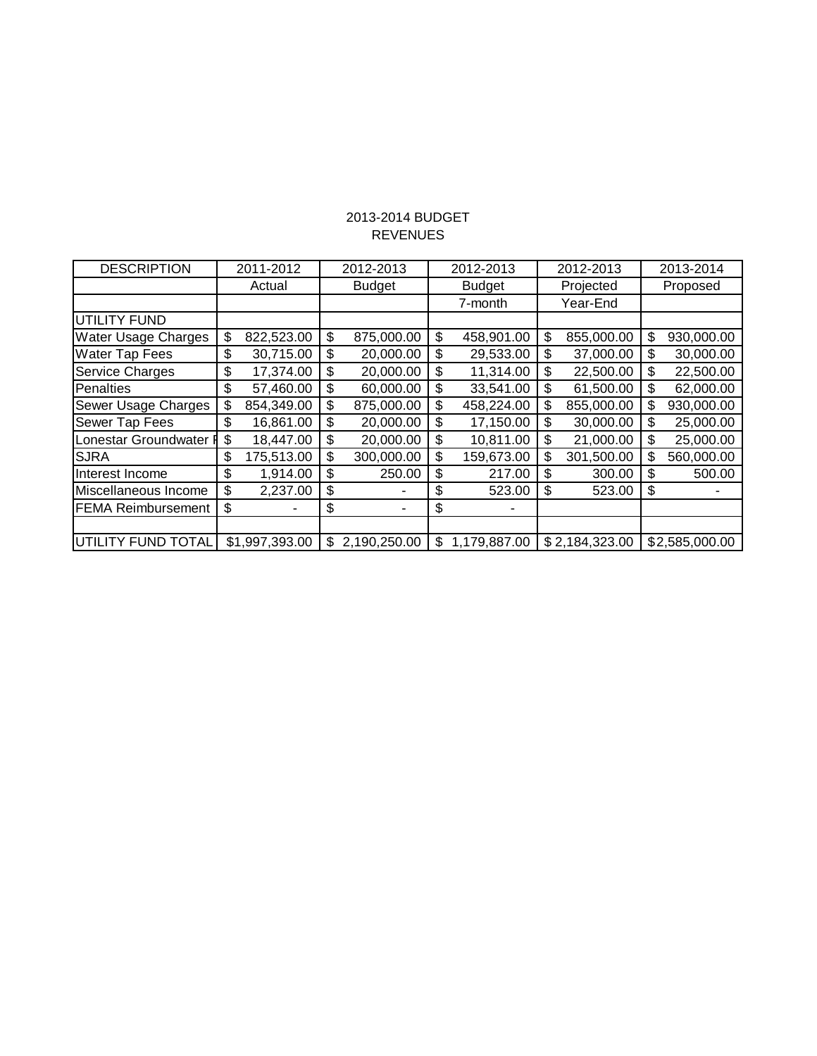2013-2014 BUDGET
REVENUES

| DESCRIPTION | 2011-2012 | 2012-2013 | 2012-2013 | 2012-2013 | 2013-2014 |
|---|---|---|---|---|---|
| | Actual | Budget | Budget | Projected | Proposed |
| | | | 7-month | Year-End | |
| UTILITY FUND | | | | | |
| Water Usage Charges | $ 822,523.00 | $ 875,000.00 | $ 458,901.00 | $ 855,000.00 | $ 930,000.00 |
| Water Tap Fees | $ 30,715.00 | $ 20,000.00 | $ 29,533.00 | $ 37,000.00 | $ 30,000.00 |
| Service Charges | $ 17,374.00 | $ 20,000.00 | $ 11,314.00 | $ 22,500.00 | $ 22,500.00 |
| Penalties | $ 57,460.00 | $ 60,000.00 | $ 33,541.00 | $ 61,500.00 | $ 62,000.00 |
| Sewer Usage Charges | $ 854,349.00 | $ 875,000.00 | $ 458,224.00 | $ 855,000.00 | $ 930,000.00 |
| Sewer Tap Fees | $ 16,861.00 | $ 20,000.00 | $ 17,150.00 | $ 30,000.00 | $ 25,000.00 |
| Lonestar Groundwater F | $ 18,447.00 | $ 20,000.00 | $ 10,811.00 | $ 21,000.00 | $ 25,000.00 |
| SJRA | $ 175,513.00 | $ 300,000.00 | $ 159,673.00 | $ 301,500.00 | $ 560,000.00 |
| Interest Income | $ 1,914.00 | $ 250.00 | $ 217.00 | $ 300.00 | $ 500.00 |
| Miscellaneous Income | $ 2,237.00 | $ - | $ 523.00 | $ 523.00 | $ - |
| FEMA Reimbursement | $ - | $ - | $ - | | |
| | | | | | |
| UTILITY FUND TOTAL | $1,997,393.00 | $ 2,190,250.00 | $ 1,179,887.00 | $ 2,184,323.00 | $2,585,000.00 |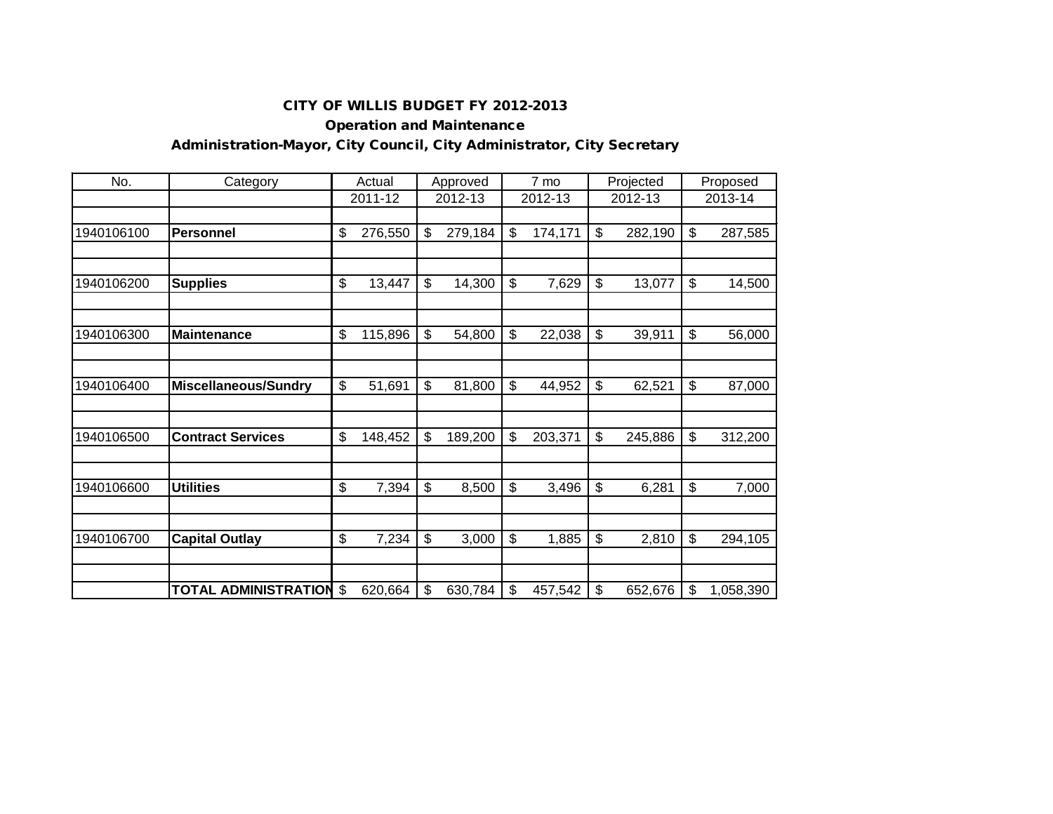**CITY OF WILLIS BUDGET FY 2012-2013**

**Operation and Maintenance**

**Administration-Mayor, City Council, City Administrator, City Secretary**

| No. | Category | Actual | Approved | 7 mo | Projected | Proposed |
|---|---|---|---|---|---|---|
| | | 2011-12 | 2012-13 | 2012-13 | 2012-13 | 2013-14 |
| 1940106100 | **Personnel** | $ 276,550 | $ 279,184 | $ 174,171 | $ 282,190 | $ 287,585 |
| 1940106200 | **Supplies** | $ 13,447 | $ 14,300 | $ 7,629 | $ 13,077 | $ 14,500 |
| 1940106300 | **Maintenance** | $ 115,896 | $ 54,800 | $ 22,038 | $ 39,911 | $ 56,000 |
| 1940106400 | **Miscellaneous/Sundry** | $ 51,691 | $ 81,800 | $ 44,952 | $ 62,521 | $ 87,000 |
| 1940106500 | **Contract Services** | $ 148,452 | $ 189,200 | $ 203,371 | $ 245,886 | $ 312,200 |
| 1940106600 | **Utilities** | $ 7,394 | $ 8,500 | $ 3,496 | $ 6,281 | $ 7,000 |
| 1940106700 | **Capital Outlay** | $ 7,234 | $ 3,000 | $ 1,885 | $ 2,810 | $ 294,105 |
| | **TOTAL ADMINISTRATION** | $ 620,664 | $ 630,784 | $ 457,542 | $ 652,676 | $ 1,058,390 |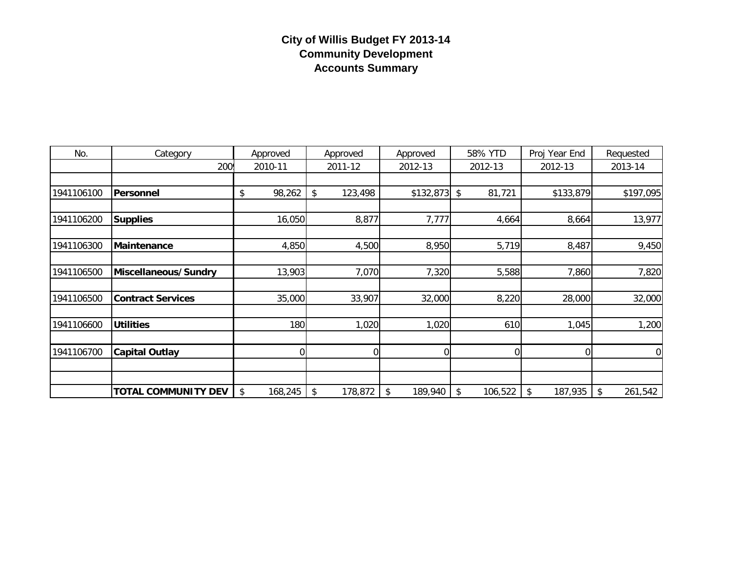# City of Willis Budget FY 2013-14
## Community Development
## Accounts Summary

| No. | Category | Approved | Approved | Approved | 58% YTD | Proj Year End | Requested |
|---|---|---|---|---|---|---|---|
| | 200 | 2010-11 | 2011-12 | 2012-13 | 2012-13 | 2012-13 | 2013-14 |
| 1941106100 | **Personnel** | $ 98,262 | $ 123,498 | $132,873 | $ 81,721 | $133,879 | $197,095 |
| 1941106200 | **Supplies** | 16,050 | 8,877 | 7,777 | 4,664 | 8,664 | 13,977 |
| 1941106300 | **Maintenance** | 4,850 | 4,500 | 8,950 | 5,719 | 8,487 | 9,450 |
| 1941106500 | **Miscellaneous/Sundry** | 13,903 | 7,070 | 7,320 | 5,588 | 7,860 | 7,820 |
| 1941106500 | **Contract Services** | 35,000 | 33,907 | 32,000 | 8,220 | 28,000 | 32,000 |
| 1941106600 | **Utilities** | 180 | 1,020 | 1,020 | 610 | 1,045 | 1,200 |
| 1941106700 | **Capital Outlay** | 0 | 0 | 0 | 0 | 0 | 0 |
| | **TOTAL COMMUNITY DEV** | $ 168,245 | $ 178,872 | $ 189,940 | $ 106,522 | $ 187,935 | $ 261,542 |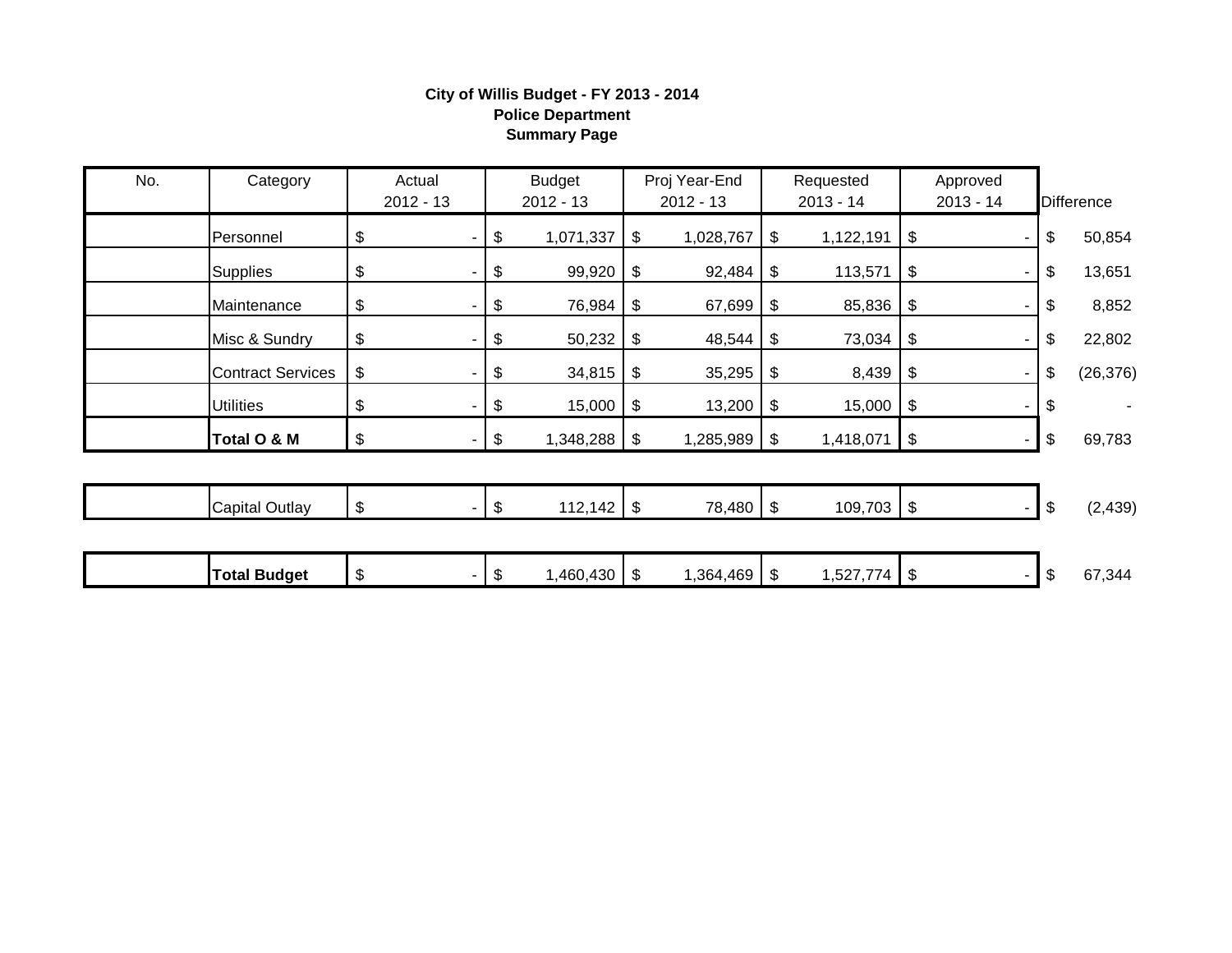**City of Willis Budget - FY 2013 - 2014**
**Police Department**
**Summary Page**

| No. | Category | Actual 2012 - 13 | Budget 2012 - 13 | Proj Year-End 2012 - 13 | Requested 2013 - 14 | Approved 2013 - 14 | Difference |
|---|---|---|---|---|---|---|---|
| | Personnel | $ - | $ 1,071,337 | $ 1,028,767 | $ 1,122,191 | $ - | $ 50,854 |
| | Supplies | $ - | $ 99,920 | $ 92,484 | $ 113,571 | $ - | $ 13,651 |
| | Maintenance | $ - | $ 76,984 | $ 67,699 | $ 85,836 | $ - | $ 8,852 |
| | Misc & Sundry | $ - | $ 50,232 | $ 48,544 | $ 73,034 | $ - | $ 22,802 |
| | Contract Services | $ - | $ 34,815 | $ 35,295 | $ 8,439 | $ - | $ (26,376) |
| | Utilities | $ - | $ 15,000 | $ 13,200 | $ 15,000 | $ - | $ - |
| | **Total O & M** | $ - | $ 1,348,288 | $ 1,285,989 | $ 1,418,071 | $ - | $ 69,783 |
| | Capital Outlay | $ - | $ 112,142 | $ 78,480 | $ 109,703 | $ - | $ (2,439) |
| | **Total Budget** | $ - | $ 1,460,430 | $ 1,364,469 | $ 1,527,774 | $ - | $ 67,344 |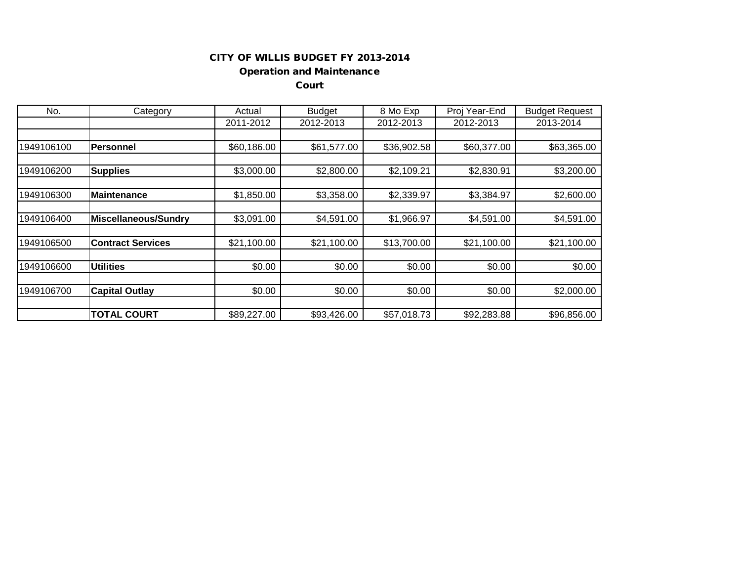# CITY OF WILLIS BUDGET FY 2013-2014

## Operation and Maintenance

### Court

| No. | Category | Actual | Budget | 8 Mo Exp | Proj Year-End | Budget Request |
|---|---|---|---|---|---|---|
| | | 2011-2012 | 2012-2013 | 2012-2013 | 2012-2013 | 2013-2014 |
| | | | | | | |
| 1949106100 | **Personnel** | $60,186.00 | $61,577.00 | $36,902.58 | $60,377.00 | $63,365.00 |
| | | | | | | |
| 1949106200 | **Supplies** | $3,000.00 | $2,800.00 | $2,109.21 | $2,830.91 | $3,200.00 |
| | | | | | | |
| 1949106300 | **Maintenance** | $1,850.00 | $3,358.00 | $2,339.97 | $3,384.97 | $2,600.00 |
| | | | | | | |
| 1949106400 | **Miscellaneous/Sundry** | $3,091.00 | $4,591.00 | $1,966.97 | $4,591.00 | $4,591.00 |
| | | | | | | |
| 1949106500 | **Contract Services** | $21,100.00 | $21,100.00 | $13,700.00 | $21,100.00 | $21,100.00 |
| | | | | | | |
| 1949106600 | **Utilities** | $0.00 | $0.00 | $0.00 | $0.00 | $0.00 |
| | | | | | | |
| 1949106700 | **Capital Outlay** | $0.00 | $0.00 | $0.00 | $0.00 | $2,000.00 |
| | | | | | | |
| | **TOTAL COURT** | $89,227.00 | $93,426.00 | $57,018.73 | $92,283.88 | $96,856.00 |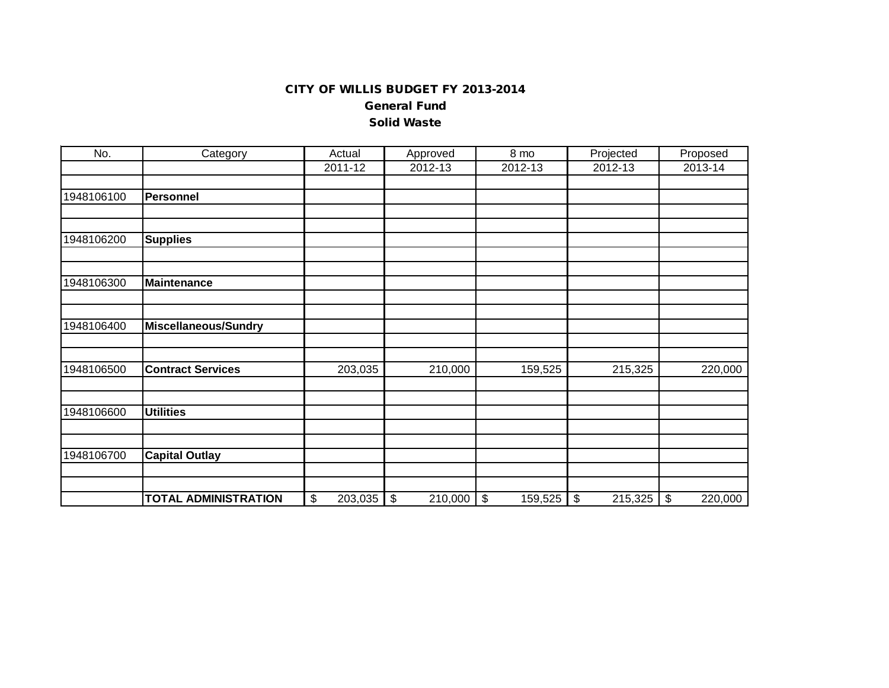# CITY OF WILLIS BUDGET FY 2013-2014

## General Fund

## Solid Waste

| No. | Category | Actual | Approved | 8 mo | Projected | Proposed |
|---|---|---|---|---|---|---|
| | | 2011-12 | 2012-13 | 2012-13 | 2012-13 | 2013-14 |
| | | | | | | |
| 1948106100 | **Personnel** | | | | | |
| | | | | | | |
| | | | | | | |
| 1948106200 | **Supplies** | | | | | |
| | | | | | | |
| | | | | | | |
| 1948106300 | **Maintenance** | | | | | |
| | | | | | | |
| | | | | | | |
| 1948106400 | **Miscellaneous/Sundry** | | | | | |
| | | | | | | |
| | | | | | | |
| 1948106500 | **Contract Services** | 203,035 | 210,000 | 159,525 | 215,325 | 220,000 |
| | | | | | | |
| | | | | | | |
| 1948106600 | **Utilities** | | | | | |
| | | | | | | |
| | | | | | | |
| 1948106700 | **Capital Outlay** | | | | | |
| | | | | | | |
| | | | | | | |
| | **TOTAL ADMINISTRATION** | $ 203,035 | $ 210,000 | $ 159,525 | $ 215,325 | $ 220,000 |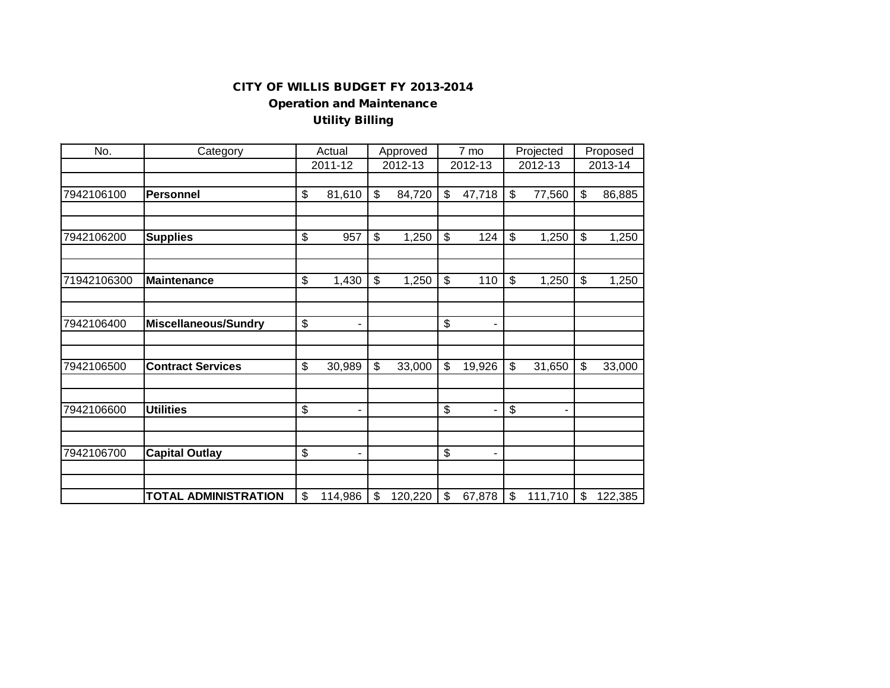**CITY OF WILLIS BUDGET FY 2013-2014**

**Operation and Maintenance**

**Utility Billing**

| No. | Category | Actual 2011-12 | Approved 2012-13 | 7 mo 2012-13 | Projected 2012-13 | Proposed 2013-14 |
|---|---|---|---|---|---|---|
| 7942106100 | **Personnel** | $ 81,610 | $ 84,720 | $ 47,718 | $ 77,560 | $ 86,885 |
| 7942106200 | **Supplies** | $ 957 | $ 1,250 | $ 124 | $ 1,250 | $ 1,250 |
| 71942106300 | **Maintenance** | $ 1,430 | $ 1,250 | $ 110 | $ 1,250 | $ 1,250 |
| 7942106400 | **Miscellaneous/Sundry** | $ - | | $ - | | |
| 7942106500 | **Contract Services** | $ 30,989 | $ 33,000 | $ 19,926 | $ 31,650 | $ 33,000 |
| 7942106600 | **Utilities** | $ - | | $ - | $ - | |
| 7942106700 | **Capital Outlay** | $ - | | $ - | | |
| | **TOTAL ADMINISTRATION** | $ 114,986 | $ 120,220 | $ 67,878 | $ 111,710 | $ 122,385 |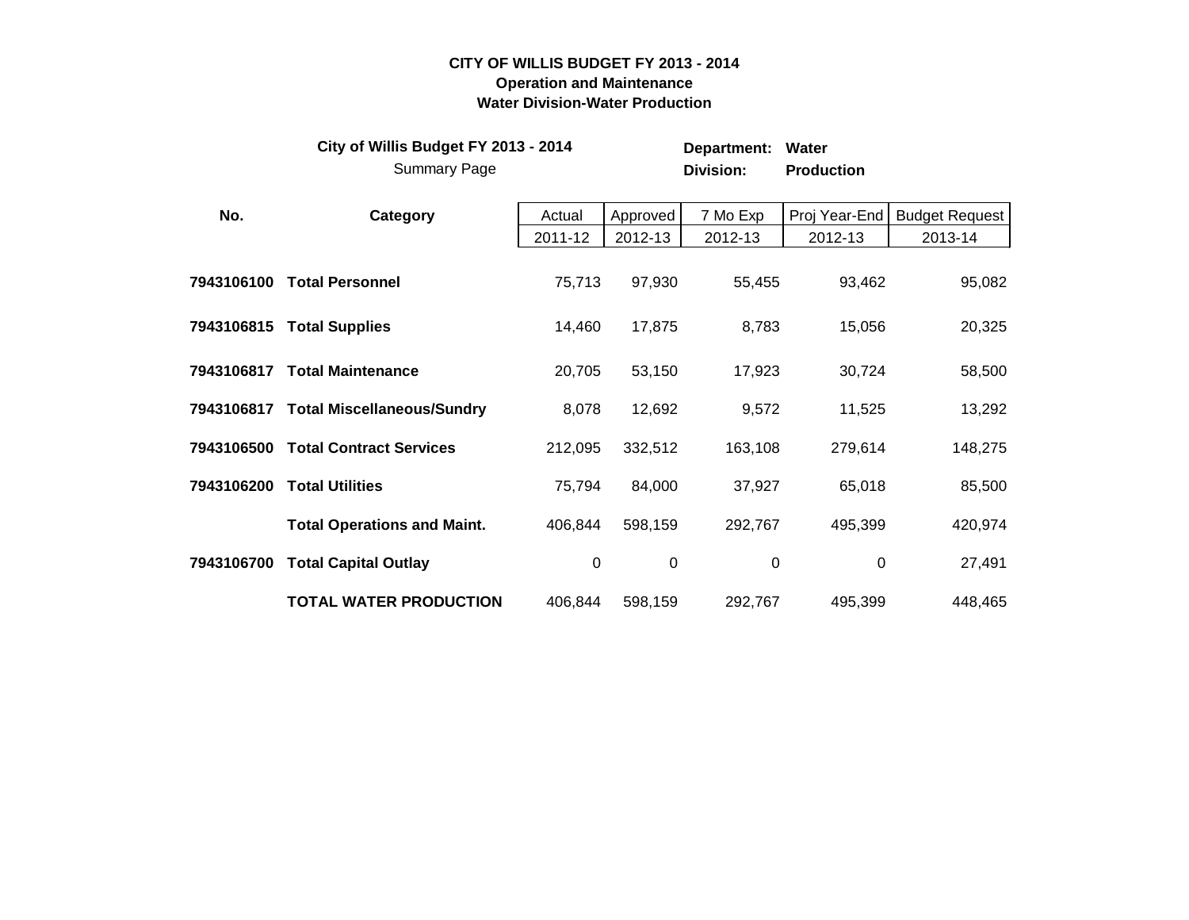**CITY OF WILLIS BUDGET FY 2013 - 2014**
**Operation and Maintenance**
**Water Division-Water Production**

**City of Willis Budget FY 2013 - 2014**
Summary Page

**Department:** **Water**
**Division:** **Production**

| No. | Category | Actual 2011-12 | Approved 2012-13 | 7 Mo Exp 2012-13 | Proj Year-End 2012-13 | Budget Request 2013-14 |
|---|---|---|---|---|---|---|
| **7943106100** | **Total Personnel** | 75,713 | 97,930 | 55,455 | 93,462 | 95,082 |
| **7943106815** | **Total Supplies** | 14,460 | 17,875 | 8,783 | 15,056 | 20,325 |
| **7943106817** | **Total Maintenance** | 20,705 | 53,150 | 17,923 | 30,724 | 58,500 |
| **7943106817** | **Total Miscellaneous/Sundry** | 8,078 | 12,692 | 9,572 | 11,525 | 13,292 |
| **7943106500** | **Total Contract Services** | 212,095 | 332,512 | 163,108 | 279,614 | 148,275 |
| **7943106200** | **Total Utilities** | 75,794 | 84,000 | 37,927 | 65,018 | 85,500 |
| | **Total Operations and Maint.** | 406,844 | 598,159 | 292,767 | 495,399 | 420,974 |
| **7943106700** | **Total Capital Outlay** | 0 | 0 | 0 | 0 | 27,491 |
| | **TOTAL WATER PRODUCTION** | 406,844 | 598,159 | 292,767 | 495,399 | 448,465 |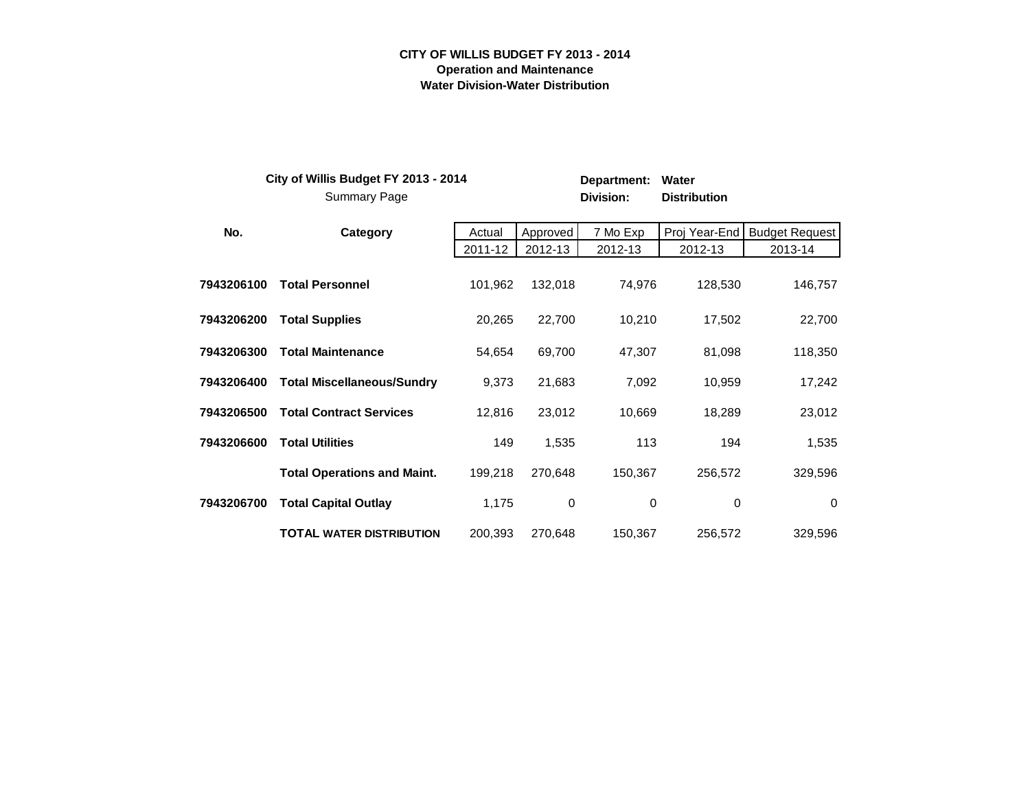**CITY OF WILLIS BUDGET FY 2013 - 2014**
**Operation and Maintenance**
**Water Division-Water Distribution**

**City of Willis Budget FY 2013 - 2014**
Summary Page

**Department:** **Water**
**Division:** **Distribution**

| No. | Category | Actual 2011-12 | Approved 2012-13 | 7 Mo Exp 2012-13 | Proj Year-End 2012-13 | Budget Request 2013-14 |
|---|---|---|---|---|---|---|
| **7943206100** | **Total Personnel** | 101,962 | 132,018 | 74,976 | 128,530 | 146,757 |
| **7943206200** | **Total Supplies** | 20,265 | 22,700 | 10,210 | 17,502 | 22,700 |
| **7943206300** | **Total Maintenance** | 54,654 | 69,700 | 47,307 | 81,098 | 118,350 |
| **7943206400** | **Total Miscellaneous/Sundry** | 9,373 | 21,683 | 7,092 | 10,959 | 17,242 |
| **7943206500** | **Total Contract Services** | 12,816 | 23,012 | 10,669 | 18,289 | 23,012 |
| **7943206600** | **Total Utilities** | 149 | 1,535 | 113 | 194 | 1,535 |
| | **Total Operations and Maint.** | 199,218 | 270,648 | 150,367 | 256,572 | 329,596 |
| **7943206700** | **Total Capital Outlay** | 1,175 | 0 | 0 | 0 | 0 |
| | **TOTAL WATER DISTRIBUTION** | 200,393 | 270,648 | 150,367 | 256,572 | 329,596 |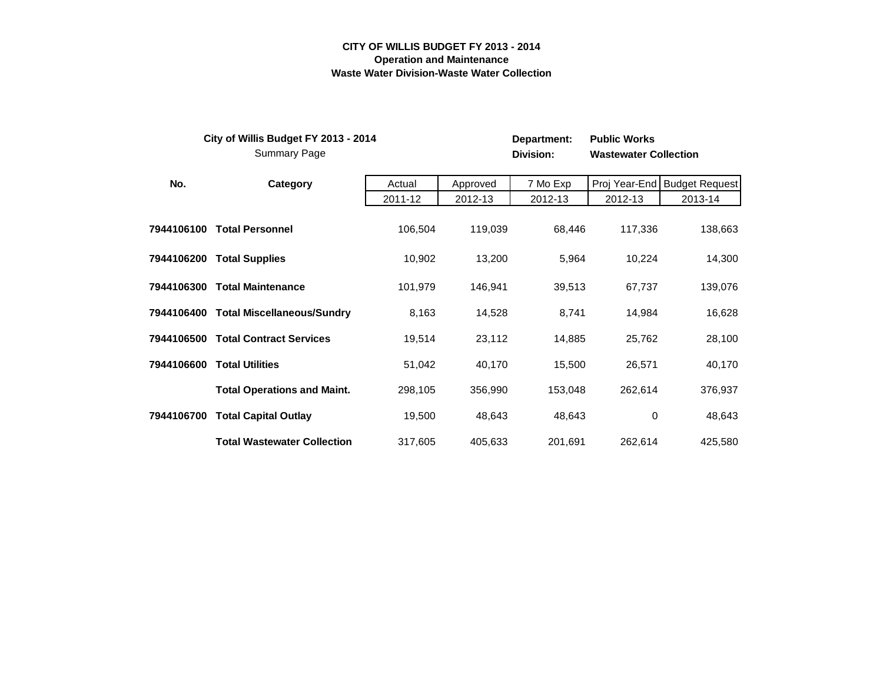# CITY OF WILLIS BUDGET FY 2013 - 2014
## Operation and Maintenance
## Waste Water Division-Waste Water Collection

**City of Willis Budget FY 2013 - 2014**
Summary Page

**Department:** **Public Works**
**Division:** **Wastewater Collection**

| No. | Category | Actual 2011-12 | Approved 2012-13 | 7 Mo Exp 2012-13 | Proj Year-End 2012-13 | Budget Request 2013-14 |
|---|---|---|---|---|---|---|
| **7944106100** | **Total Personnel** | 106,504 | 119,039 | 68,446 | 117,336 | 138,663 |
| **7944106200** | **Total Supplies** | 10,902 | 13,200 | 5,964 | 10,224 | 14,300 |
| **7944106300** | **Total Maintenance** | 101,979 | 146,941 | 39,513 | 67,737 | 139,076 |
| **7944106400** | **Total Miscellaneous/Sundry** | 8,163 | 14,528 | 8,741 | 14,984 | 16,628 |
| **7944106500** | **Total Contract Services** | 19,514 | 23,112 | 14,885 | 25,762 | 28,100 |
| **7944106600** | **Total Utilities** | 51,042 | 40,170 | 15,500 | 26,571 | 40,170 |
| | **Total Operations and Maint.** | 298,105 | 356,990 | 153,048 | 262,614 | 376,937 |
| **7944106700** | **Total Capital Outlay** | 19,500 | 48,643 | 48,643 | 0 | 48,643 |
| | **Total Wastewater Collection** | 317,605 | 405,633 | 201,691 | 262,614 | 425,580 |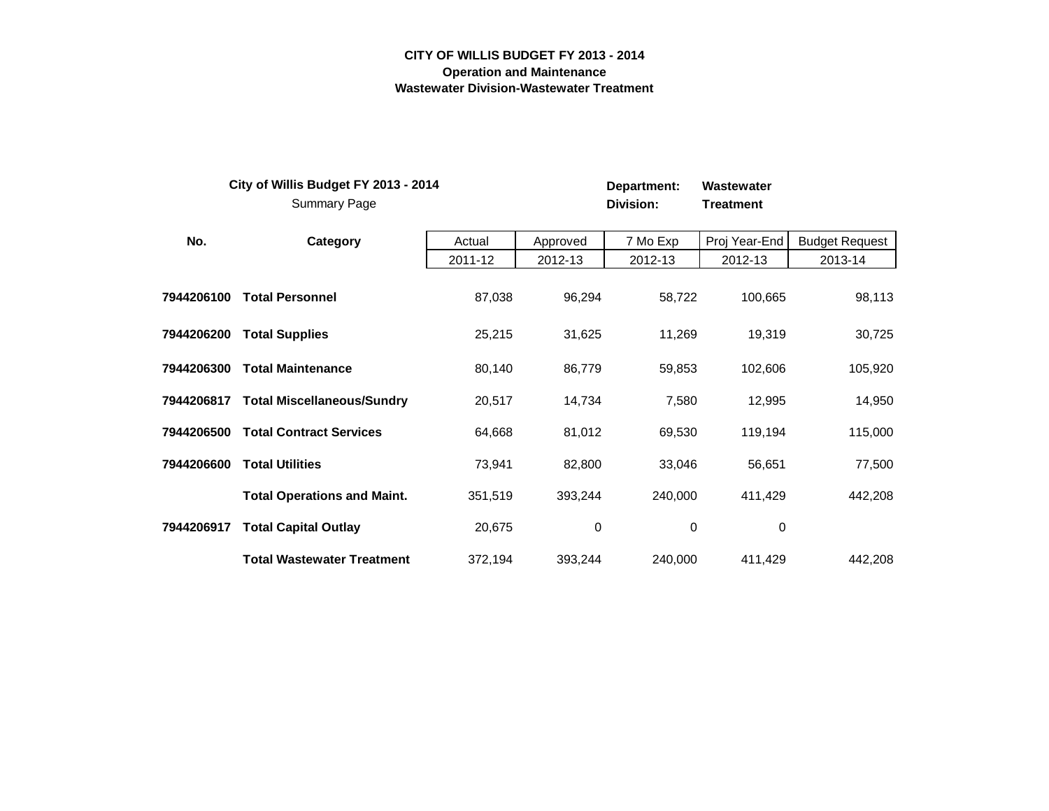# CITY OF WILLIS BUDGET FY 2013 - 2014
## Operation and Maintenance
## Wastewater Division-Wastewater Treatment

**City of Willis Budget FY 2013 - 2014**
Summary Page

**Department:** **Wastewater**
**Division:** **Treatment**

| No. | Category | Actual 2011-12 | Approved 2012-13 | 7 Mo Exp 2012-13 | Proj Year-End 2012-13 | Budget Request 2013-14 |
|---|---|---|---|---|---|---|
| **7944206100** | **Total Personnel** | 87,038 | 96,294 | 58,722 | 100,665 | 98,113 |
| **7944206200** | **Total Supplies** | 25,215 | 31,625 | 11,269 | 19,319 | 30,725 |
| **7944206300** | **Total Maintenance** | 80,140 | 86,779 | 59,853 | 102,606 | 105,920 |
| **7944206817** | **Total Miscellaneous/Sundry** | 20,517 | 14,734 | 7,580 | 12,995 | 14,950 |
| **7944206500** | **Total Contract Services** | 64,668 | 81,012 | 69,530 | 119,194 | 115,000 |
| **7944206600** | **Total Utilities** | 73,941 | 82,800 | 33,046 | 56,651 | 77,500 |
| | **Total Operations and Maint.** | 351,519 | 393,244 | 240,000 | 411,429 | 442,208 |
| **7944206917** | **Total Capital Outlay** | 20,675 | 0 | 0 | 0 | |
| | **Total Wastewater Treatment** | 372,194 | 393,244 | 240,000 | 411,429 | 442,208 |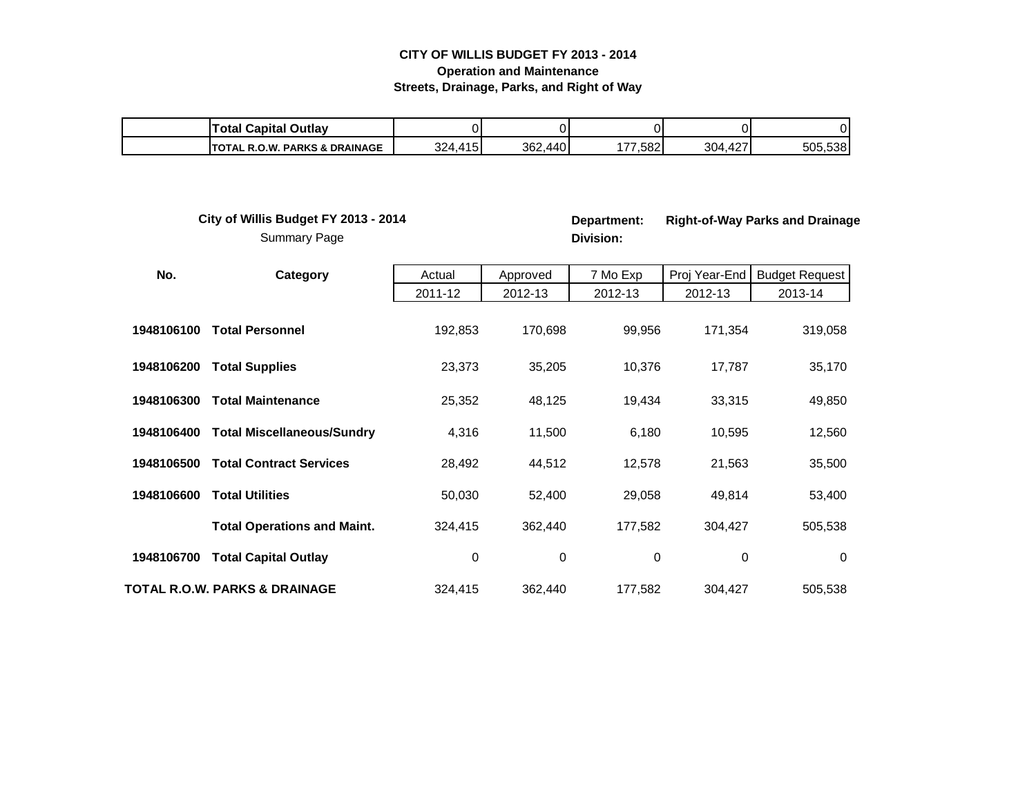**CITY OF WILLIS BUDGET FY 2013 - 2014**
**Operation and Maintenance**
**Streets, Drainage, Parks, and Right of Way**

| | | | | | | |
|---|---|---|---|---|---|---|
| | **Total Capital Outlay** | 0 | 0 | 0 | 0 | 0 |
| | **TOTAL R.O.W. PARKS & DRAINAGE** | 324,415 | 362,440 | 177,582 | 304,427 | 505,538 |

**City of Willis Budget FY 2013 - 2014**
Summary Page

**Department:** **Right-of-Way Parks and Drainage**
**Division:**

| No. | Category | Actual 2011-12 | Approved 2012-13 | 7 Mo Exp 2012-13 | Proj Year-End 2012-13 | Budget Request 2013-14 |
|---|---|---|---|---|---|---|
| **1948106100** | **Total Personnel** | 192,853 | 170,698 | 99,956 | 171,354 | 319,058 |
| **1948106200** | **Total Supplies** | 23,373 | 35,205 | 10,376 | 17,787 | 35,170 |
| **1948106300** | **Total Maintenance** | 25,352 | 48,125 | 19,434 | 33,315 | 49,850 |
| **1948106400** | **Total Miscellaneous/Sundry** | 4,316 | 11,500 | 6,180 | 10,595 | 12,560 |
| **1948106500** | **Total Contract Services** | 28,492 | 44,512 | 12,578 | 21,563 | 35,500 |
| **1948106600** | **Total Utilities** | 50,030 | 52,400 | 29,058 | 49,814 | 53,400 |
| | **Total Operations and Maint.** | 324,415 | 362,440 | 177,582 | 304,427 | 505,538 |
| **1948106700** | **Total Capital Outlay** | 0 | 0 | 0 | 0 | 0 |
| **TOTAL R.O.W. PARKS & DRAINAGE** | | 324,415 | 362,440 | 177,582 | 304,427 | 505,538 |